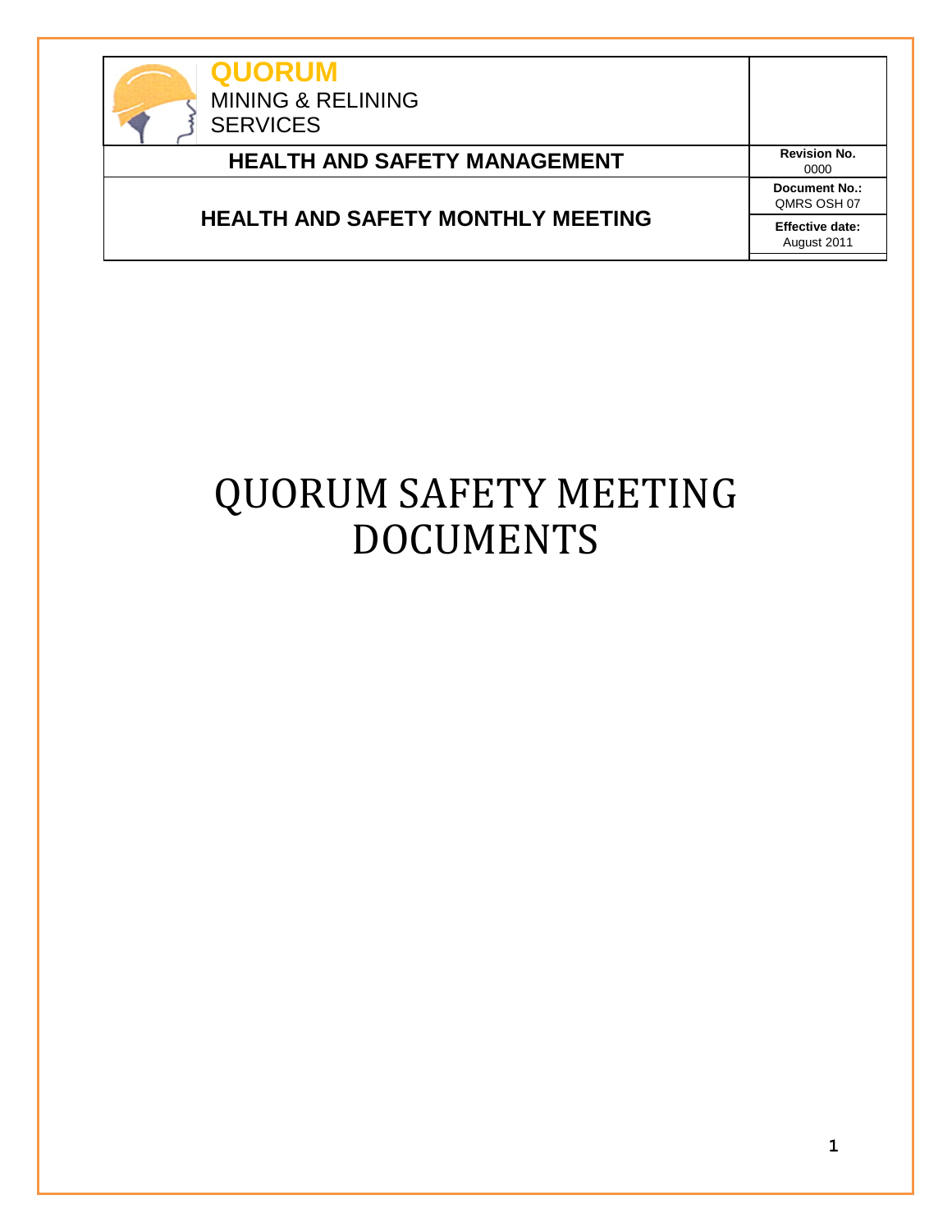| **QUORUM** MINING & RELINING SERVICES | |
|---|---|
| **HEALTH AND SAFETY MANAGEMENT** | **Revision No.** 0000 |
| **HEALTH AND SAFETY MONTHLY MEETING** | **Document No.:** QMRS OSH 07 |
| | **Effective date:** August 2011 |

# QUORUM SAFETY MEETING DOCUMENTS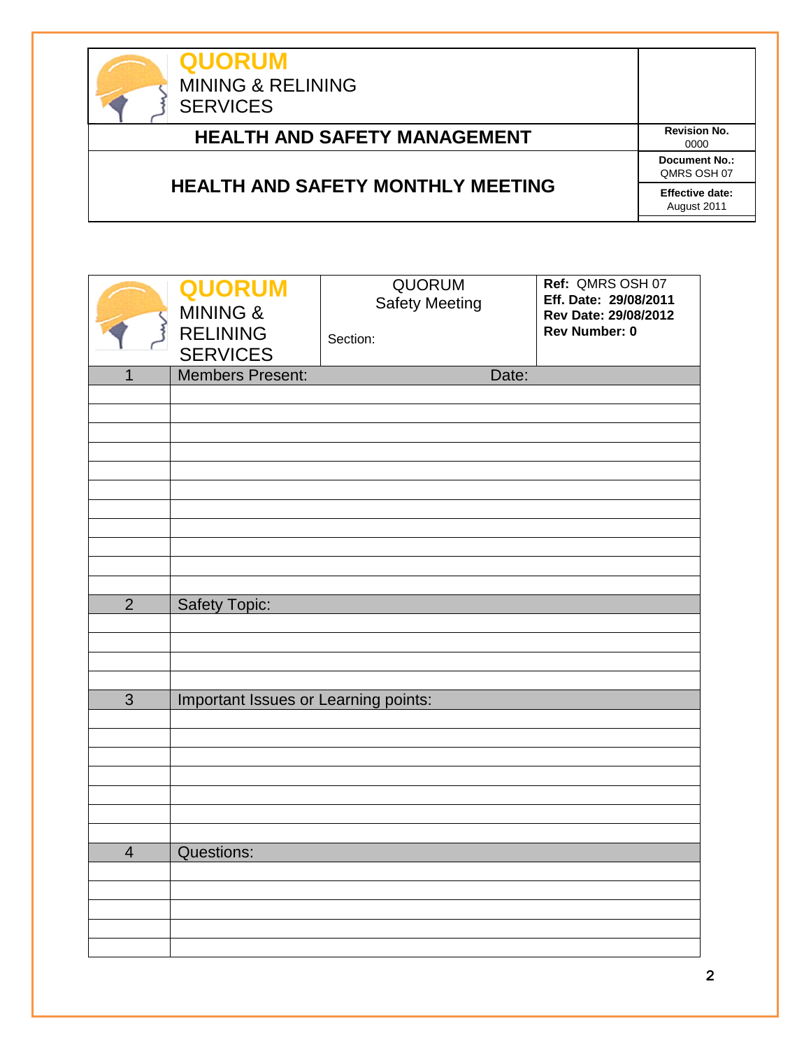| QUORUM MINING & RELINING SERVICES | |
|---|---|
| **HEALTH AND SAFETY MANAGEMENT** | **Revision No.** 0000 |
| **HEALTH AND SAFETY MONTHLY MEETING** | **Document No.:** QMRS OSH 07 |
| | **Effective date:** August 2011 |

| QUORUM MINING & RELINING SERVICES | QUORUM Safety Meeting<br><br>Section: | **Ref:** QMRS OSH 07<br>**Eff. Date: 29/08/2011**<br>**Rev Date: 29/08/2012**<br>**Rev Number: 0** |
|---|---|---|

| 1 | Members Present: Date: |
|---|---|
| | |
| | |
| | |
| | |
| | |
| | |
| | |
| | |
| | |
| | |
| | |
| 2 | Safety Topic: |
| | |
| | |
| | |
| | |
| 3 | Important Issues or Learning points: |
| | |
| | |
| | |
| | |
| | |
| | |
| | |
| 4 | Questions: |
| | |
| | |
| | |
| | |
| | |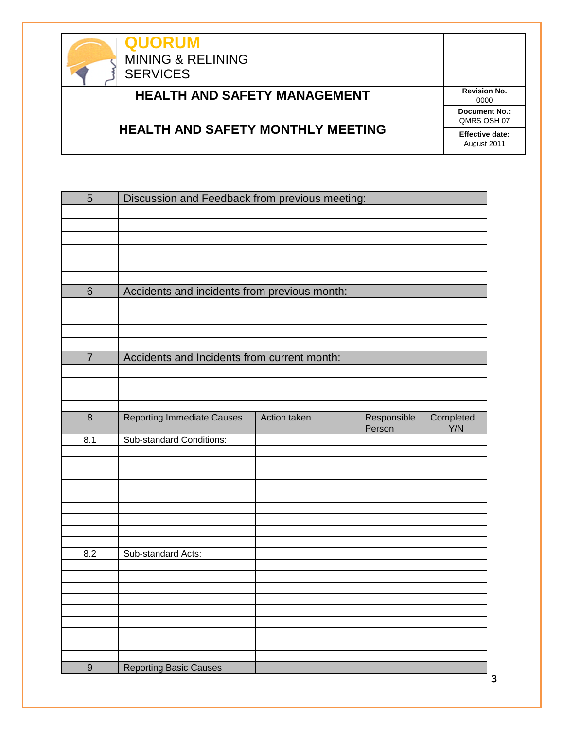**QUORUM**
MINING & RELINING SERVICES

## HEALTH AND SAFETY MANAGEMENT

| | |
|---|---|
| Revision No. | 0000 |
| Document No.: | QMRS OSH 07 |
| Effective date: | August 2011 |

## HEALTH AND SAFETY MONTHLY MEETING

| 5 | Discussion and Feedback from previous meeting: |
|---|---|
| | |
| | |
| | |
| | |
| | |
| | |
| **6** | **Accidents and incidents from previous month:** |
| | |
| | |
| | |
| | |
| **7** | **Accidents and Incidents from current month:** |
| | |
| | |
| | |
| | |

| 8 | Reporting Immediate Causes | Action taken | Responsible Person | Completed Y/N |
|---|---|---|---|---|
| 8.1 | Sub-standard Conditions: | | | |
| | | | | |
| | | | | |
| | | | | |
| | | | | |
| | | | | |
| | | | | |
| | | | | |
| | | | | |
| | | | | |
| 8.2 | Sub-standard Acts: | | | |
| | | | | |
| | | | | |
| | | | | |
| | | | | |
| | | | | |
| | | | | |
| | | | | |
| | | | | |
| | | | | |
| **9** | **Reporting Basic Causes** | | | |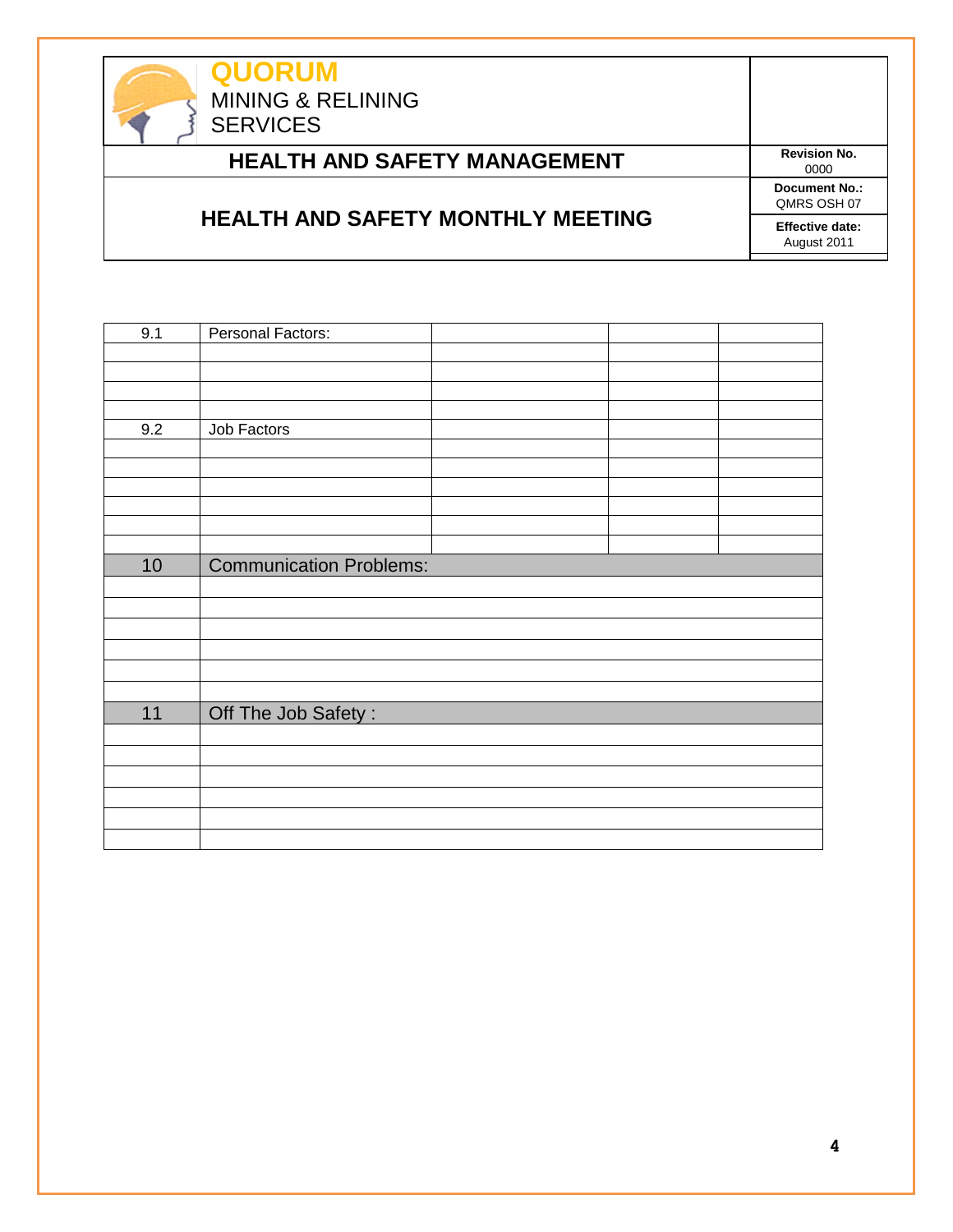QUORUM
MINING & RELINING SERVICES

| **HEALTH AND SAFETY MANAGEMENT** | **Revision No.** 0000 |
|---|---|
| **HEALTH AND SAFETY MONTHLY MEETING** | **Document No.:** QMRS OSH 07 |
| | **Effective date:** August 2011 |

| 9.1 | Personal Factors: | | | |
|---|---|---|---|---|
| | | | | |
| | | | | |
| | | | | |
| | | | | |
| 9.2 | Job Factors | | | |
| | | | | |
| | | | | |
| | | | | |
| | | | | |
| | | | | |
| | | | | |

| 10 | Communication Problems: |
|---|---|
| | |
| | |
| | |
| | |
| | |
| | |

| 11 | Off The Job Safety : |
|---|---|
| | |
| | |
| | |
| | |
| | |
| | |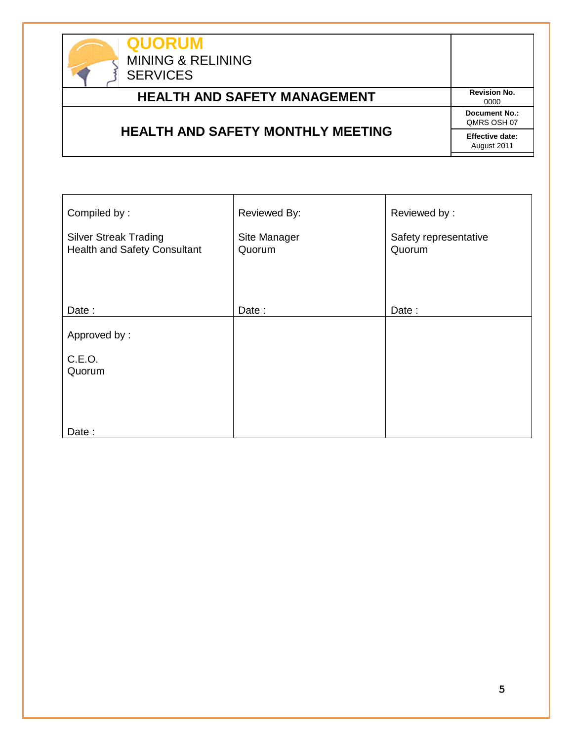| QUORUM MINING & RELINING SERVICES | |
|---|---|
| **HEALTH AND SAFETY MANAGEMENT** | **Revision No.** 0000 |
| **HEALTH AND SAFETY MONTHLY MEETING** | **Document No.:** QMRS OSH 07 |
| | **Effective date:** August 2011 |

| | | |
|---|---|---|
| Compiled by :<br><br>Silver Streak Trading<br>Health and Safety Consultant<br><br>Date : | Reviewed By:<br><br>Site Manager<br>Quorum<br><br>Date : | Reviewed by :<br><br>Safety representative<br>Quorum<br><br>Date : |
| Approved by :<br><br>C.E.O.<br>Quorum<br><br>Date : | | |